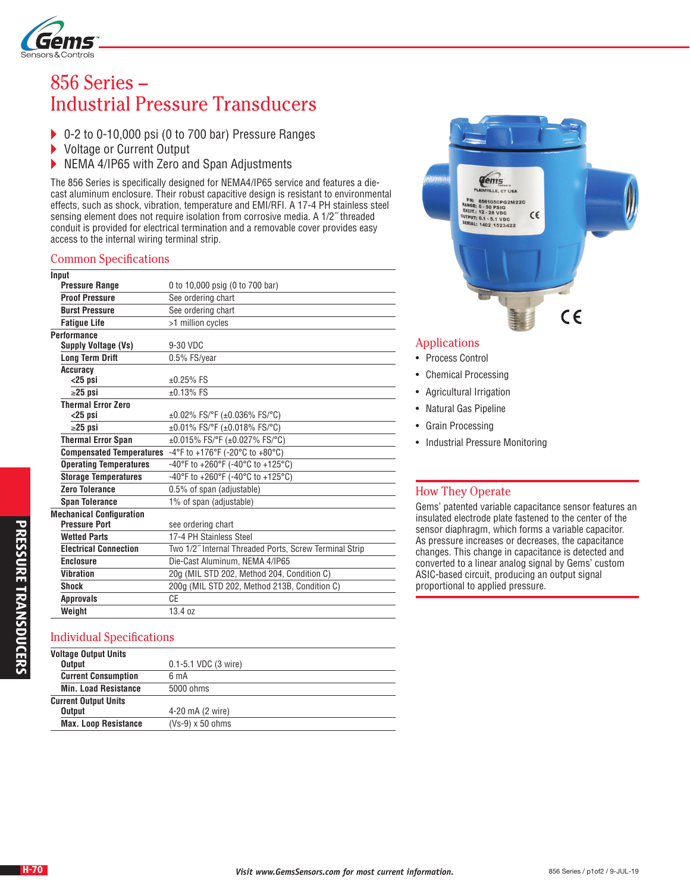# 856 Series – Industrial Pressure Transducers

- 0-2 to 0-10,000 psi (0 to 700 bar) Pressure Ranges
- Voltage or Current Output
- NEMA 4/IP65 with Zero and Span Adjustments

The 856 Series is specifically designed for NEMA4/IP65 service and features a die-cast aluminum enclosure. Their robust capacitive design is resistant to environmental effects, such as shock, vibration, temperature and EMI/RFI. A 17-4 PH stainless steel sensing element does not require isolation from corrosive media. A 1/2˝ threaded conduit is provided for electrical termination and a removable cover provides easy access to the internal wiring terminal strip.

## Common Specifications

| | |
|---|---|
| **Input** | |
| **Pressure Range** | 0 to 10,000 psig (0 to 700 bar) |
| **Proof Pressure** | See ordering chart |
| **Burst Pressure** | See ordering chart |
| **Fatigue Life** | >1 million cycles |
| **Performance** | |
| **Supply Voltage (Vs)** | 9-30 VDC |
| **Long Term Drift** | 0.5% FS/year |
| **Accuracy** | |
| **<25 psi** | ±0.25% FS |
| **≥25 psi** | ±0.13% FS |
| **Thermal Error Zero** | |
| **<25 psi** | ±0.02% FS/°F (±0.036% FS/°C) |
| **≥25 psi** | ±0.01% FS/°F (±0.018% FS/°C) |
| **Thermal Error Span** | ±0.015% FS/°F (±0.027% FS/°C) |
| **Compensated Temperatures** | -4°F to +176°F (-20°C to +80°C) |
| **Operating Temperatures** | -40°F to +260°F (-40°C to +125°C) |
| **Storage Temperatures** | -40°F to +260°F (-40°C to +125°C) |
| **Zero Tolerance** | 0.5% of span (adjustable) |
| **Span Tolerance** | 1% of span (adjustable) |
| **Mechanical Configuration** | |
| **Pressure Port** | see ordering chart |
| **Wetted Parts** | 17-4 PH Stainless Steel |
| **Electrical Connection** | Two 1/2˝ Internal Threaded Ports, Screw Terminal Strip |
| **Enclosure** | Die-Cast Aluminum, NEMA 4/IP65 |
| **Vibration** | 20g (MIL STD 202, Method 204, Condition C) |
| **Shock** | 200g (MIL STD 202, Method 213B, Condition C) |
| **Approvals** | CE |
| **Weight** | 13.4 oz |

## Individual Specifications

| | |
|---|---|
| **Voltage Output Units** | |
| **Output** | 0.1-5.1 VDC (3 wire) |
| **Current Consumption** | 6 mA |
| **Min. Load Resistance** | 5000 ohms |
| **Current Output Units** | |
| **Output** | 4-20 mA (2 wire) |
| **Max. Loop Resistance** | (Vs-9) x 50 ohms |

## Applications

- Process Control
- Chemical Processing
- Agricultural Irrigation
- Natural Gas Pipeline
- Grain Processing
- Industrial Pressure Monitoring

## How They Operate

Gems' patented variable capacitance sensor features an insulated electrode plate fastened to the center of the sensor diaphragm, which forms a variable capacitor. As pressure increases or decreases, the capacitance changes. This change in capacitance is detected and converted to a linear analog signal by Gems' custom ASIC-based circuit, producing an output signal proportional to applied pressure.

*Visit www.GemsSensors.com for most current information.*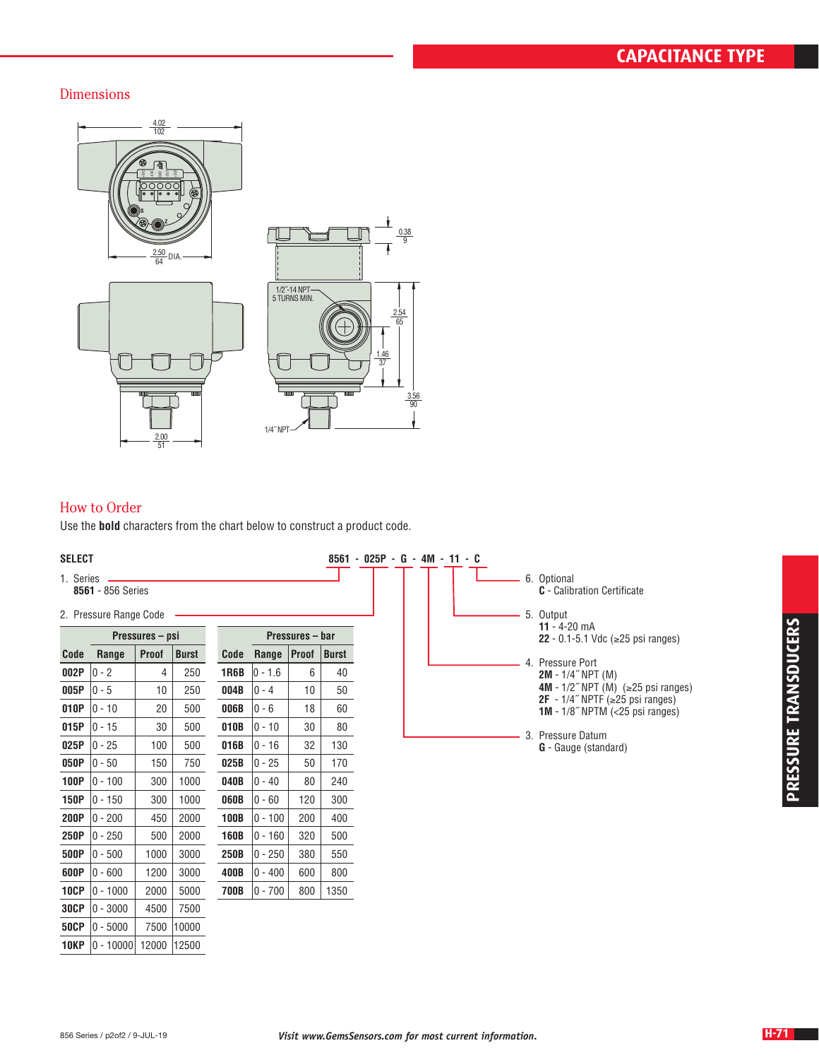## CAPACITANCE TYPE

### Dimensions

4.02
102

2.50
64
DIA.

0.38
9

1/2˝-14 NPT
5 TURNS MIN.

2.54
65

1.46
37

3.56
90

1/4˝ NPT

2.00
51

### How to Order

Use the **bold** characters from the chart below to construct a product code.

**SELECT** **8561 - 025P - G - 4M - 11 - C**

1. Series
   **8561** - 856 Series

2. Pressure Range Code

| Pressures – psi | | | | Pressures – bar | | | |
|---|---|---|---|---|---|---|---|
| Code | Range | Proof | Burst | Code | Range | Proof | Burst |
| **002P** | 0 - 2 | 4 | 250 | **1R6B** | 0 - 1.6 | 6 | 40 |
| **005P** | 0 - 5 | 10 | 250 | **004B** | 0 - 4 | 10 | 50 |
| **010P** | 0 - 10 | 20 | 500 | **006B** | 0 - 6 | 18 | 60 |
| **015P** | 0 - 15 | 30 | 500 | **010B** | 0 - 10 | 30 | 80 |
| **025P** | 0 - 25 | 100 | 500 | **016B** | 0 - 16 | 32 | 130 |
| **050P** | 0 - 50 | 150 | 750 | **025B** | 0 - 25 | 50 | 170 |
| **100P** | 0 - 100 | 300 | 1000 | **040B** | 0 - 40 | 80 | 240 |
| **150P** | 0 - 150 | 300 | 1000 | **060B** | 0 - 60 | 120 | 300 |
| **200P** | 0 - 200 | 450 | 2000 | **100B** | 0 - 100 | 200 | 400 |
| **250P** | 0 - 250 | 500 | 2000 | **160B** | 0 - 160 | 320 | 500 |
| **500P** | 0 - 500 | 1000 | 3000 | **250B** | 0 - 250 | 380 | 550 |
| **600P** | 0 - 600 | 1200 | 3000 | **400B** | 0 - 400 | 600 | 800 |
| **10CP** | 0 - 1000 | 2000 | 5000 | **700B** | 0 - 700 | 800 | 1350 |
| **30CP** | 0 - 3000 | 4500 | 7500 | | | | |
| **50CP** | 0 - 5000 | 7500 | 10000 | | | | |
| **10KP** | 0 - 10000 | 12000 | 12500 | | | | |

3. Pressure Datum
   **G** - Gauge (standard)

4. Pressure Port
   **2M** - 1/4˝ NPT (M)
   **4M** - 1/2˝ NPT (M) (≥25 psi ranges)
   **2F** - 1/4˝ NPTF (≥25 psi ranges)
   **1M** - 1/8˝ NPTM (<25 psi ranges)

5. Output
   **11** - 4-20 mA
   **22** - 0.1-5.1 Vdc (≥25 psi ranges)

6. Optional
   **C** - Calibration Certificate

PRESSURE TRANSDUCERS

856 Series / p2of2 / 9-JUL-19

*Visit www.GemsSensors.com for most current information.*